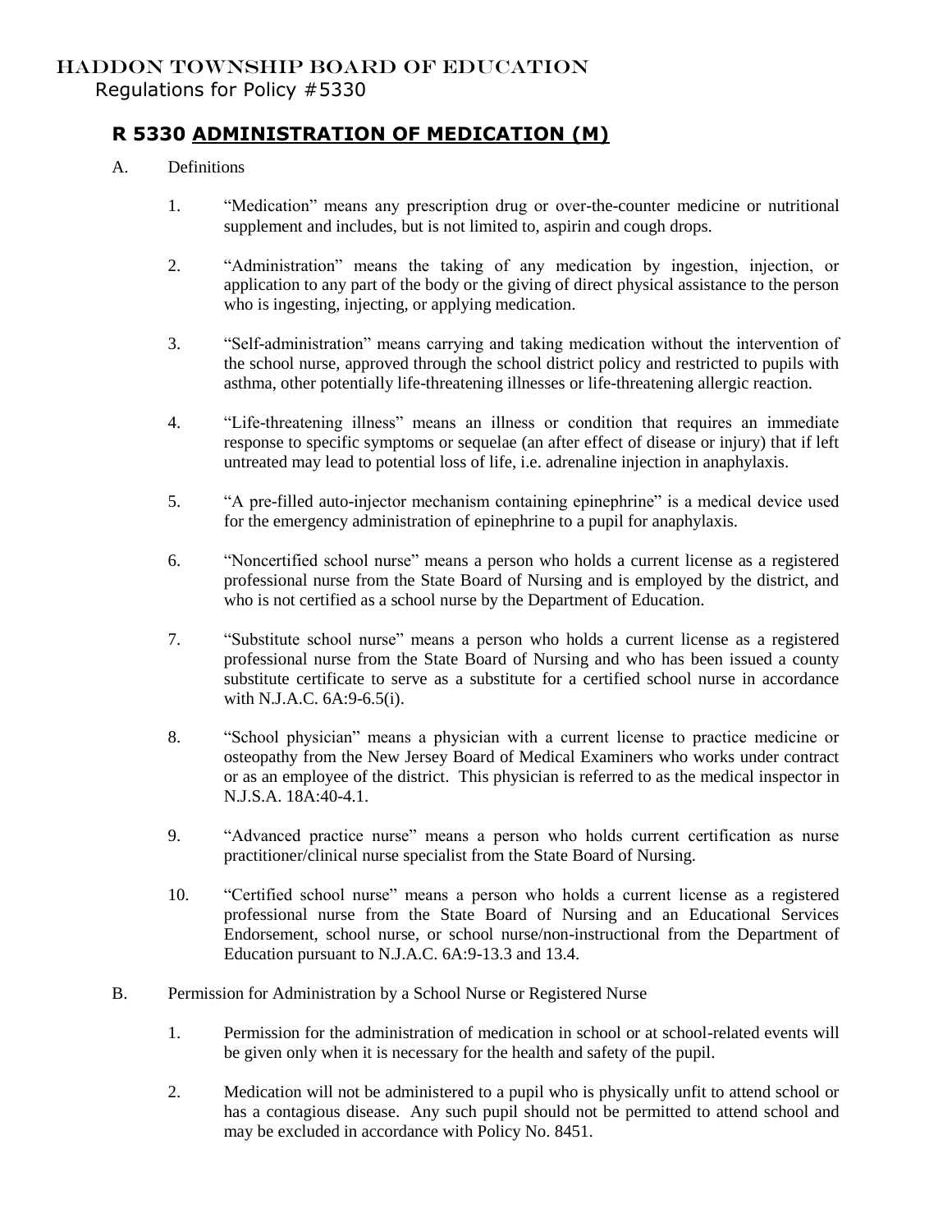# HADDON TOWNSHIP BOARD OF EDUCATION

Regulations for Policy #5330

## R 5330 ADMINISTRATION OF MEDICATION (M)

A. Definitions

1. "Medication" means any prescription drug or over-the-counter medicine or nutritional supplement and includes, but is not limited to, aspirin and cough drops.

2. "Administration" means the taking of any medication by ingestion, injection, or application to any part of the body or the giving of direct physical assistance to the person who is ingesting, injecting, or applying medication.

3. "Self-administration" means carrying and taking medication without the intervention of the school nurse, approved through the school district policy and restricted to pupils with asthma, other potentially life-threatening illnesses or life-threatening allergic reaction.

4. "Life-threatening illness" means an illness or condition that requires an immediate response to specific symptoms or sequelae (an after effect of disease or injury) that if left untreated may lead to potential loss of life, i.e. adrenaline injection in anaphylaxis.

5. "A pre-filled auto-injector mechanism containing epinephrine" is a medical device used for the emergency administration of epinephrine to a pupil for anaphylaxis.

6. "Noncertified school nurse" means a person who holds a current license as a registered professional nurse from the State Board of Nursing and is employed by the district, and who is not certified as a school nurse by the Department of Education.

7. "Substitute school nurse" means a person who holds a current license as a registered professional nurse from the State Board of Nursing and who has been issued a county substitute certificate to serve as a substitute for a certified school nurse in accordance with N.J.A.C. 6A:9-6.5(i).

8. "School physician" means a physician with a current license to practice medicine or osteopathy from the New Jersey Board of Medical Examiners who works under contract or as an employee of the district. This physician is referred to as the medical inspector in N.J.S.A. 18A:40-4.1.

9. "Advanced practice nurse" means a person who holds current certification as nurse practitioner/clinical nurse specialist from the State Board of Nursing.

10. "Certified school nurse" means a person who holds a current license as a registered professional nurse from the State Board of Nursing and an Educational Services Endorsement, school nurse, or school nurse/non-instructional from the Department of Education pursuant to N.J.A.C. 6A:9-13.3 and 13.4.

B. Permission for Administration by a School Nurse or Registered Nurse

1. Permission for the administration of medication in school or at school-related events will be given only when it is necessary for the health and safety of the pupil.

2. Medication will not be administered to a pupil who is physically unfit to attend school or has a contagious disease. Any such pupil should not be permitted to attend school and may be excluded in accordance with Policy No. 8451.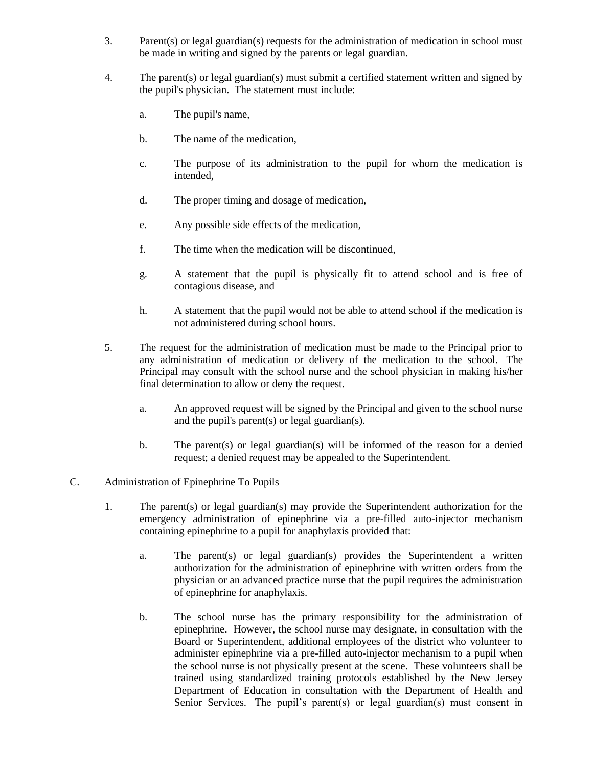3. Parent(s) or legal guardian(s) requests for the administration of medication in school must be made in writing and signed by the parents or legal guardian.

4. The parent(s) or legal guardian(s) must submit a certified statement written and signed by the pupil's physician. The statement must include:

   a. The pupil's name,

   b. The name of the medication,

   c. The purpose of its administration to the pupil for whom the medication is intended,

   d. The proper timing and dosage of medication,

   e. Any possible side effects of the medication,

   f. The time when the medication will be discontinued,

   g. A statement that the pupil is physically fit to attend school and is free of contagious disease, and

   h. A statement that the pupil would not be able to attend school if the medication is not administered during school hours.

5. The request for the administration of medication must be made to the Principal prior to any administration of medication or delivery of the medication to the school. The Principal may consult with the school nurse and the school physician in making his/her final determination to allow or deny the request.

   a. An approved request will be signed by the Principal and given to the school nurse and the pupil's parent(s) or legal guardian(s).

   b. The parent(s) or legal guardian(s) will be informed of the reason for a denied request; a denied request may be appealed to the Superintendent.

C. Administration of Epinephrine To Pupils

1. The parent(s) or legal guardian(s) may provide the Superintendent authorization for the emergency administration of epinephrine via a pre-filled auto-injector mechanism containing epinephrine to a pupil for anaphylaxis provided that:

   a. The parent(s) or legal guardian(s) provides the Superintendent a written authorization for the administration of epinephrine with written orders from the physician or an advanced practice nurse that the pupil requires the administration of epinephrine for anaphylaxis.

   b. The school nurse has the primary responsibility for the administration of epinephrine. However, the school nurse may designate, in consultation with the Board or Superintendent, additional employees of the district who volunteer to administer epinephrine via a pre-filled auto-injector mechanism to a pupil when the school nurse is not physically present at the scene. These volunteers shall be trained using standardized training protocols established by the New Jersey Department of Education in consultation with the Department of Health and Senior Services. The pupil's parent(s) or legal guardian(s) must consent in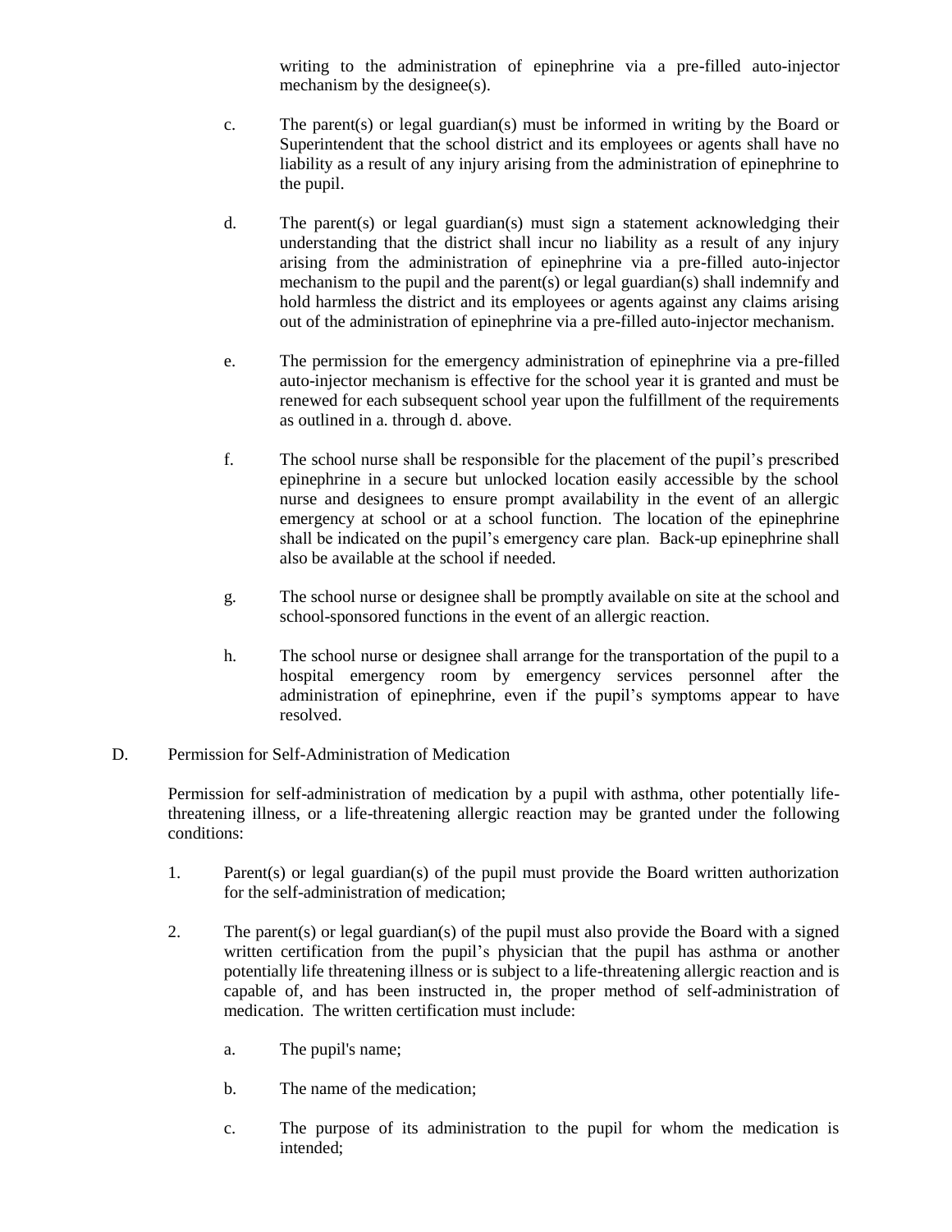writing to the administration of epinephrine via a pre-filled auto-injector mechanism by the designee(s).

c. The parent(s) or legal guardian(s) must be informed in writing by the Board or Superintendent that the school district and its employees or agents shall have no liability as a result of any injury arising from the administration of epinephrine to the pupil.

d. The parent(s) or legal guardian(s) must sign a statement acknowledging their understanding that the district shall incur no liability as a result of any injury arising from the administration of epinephrine via a pre-filled auto-injector mechanism to the pupil and the parent(s) or legal guardian(s) shall indemnify and hold harmless the district and its employees or agents against any claims arising out of the administration of epinephrine via a pre-filled auto-injector mechanism.

e. The permission for the emergency administration of epinephrine via a pre-filled auto-injector mechanism is effective for the school year it is granted and must be renewed for each subsequent school year upon the fulfillment of the requirements as outlined in a. through d. above.

f. The school nurse shall be responsible for the placement of the pupil's prescribed epinephrine in a secure but unlocked location easily accessible by the school nurse and designees to ensure prompt availability in the event of an allergic emergency at school or at a school function. The location of the epinephrine shall be indicated on the pupil's emergency care plan. Back-up epinephrine shall also be available at the school if needed.

g. The school nurse or designee shall be promptly available on site at the school and school-sponsored functions in the event of an allergic reaction.

h. The school nurse or designee shall arrange for the transportation of the pupil to a hospital emergency room by emergency services personnel after the administration of epinephrine, even if the pupil's symptoms appear to have resolved.

D. Permission for Self-Administration of Medication

Permission for self-administration of medication by a pupil with asthma, other potentially life-threatening illness, or a life-threatening allergic reaction may be granted under the following conditions:

1. Parent(s) or legal guardian(s) of the pupil must provide the Board written authorization for the self-administration of medication;

2. The parent(s) or legal guardian(s) of the pupil must also provide the Board with a signed written certification from the pupil's physician that the pupil has asthma or another potentially life threatening illness or is subject to a life-threatening allergic reaction and is capable of, and has been instructed in, the proper method of self-administration of medication. The written certification must include:

   a. The pupil's name;

   b. The name of the medication;

   c. The purpose of its administration to the pupil for whom the medication is intended;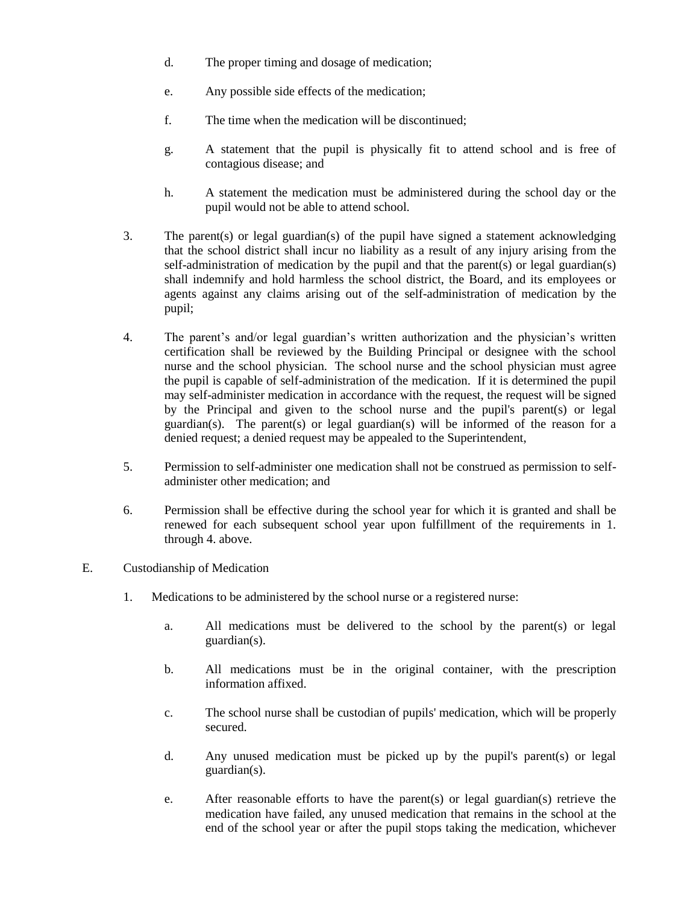d. The proper timing and dosage of medication;

e. Any possible side effects of the medication;

f. The time when the medication will be discontinued;

g. A statement that the pupil is physically fit to attend school and is free of contagious disease; and

h. A statement the medication must be administered during the school day or the pupil would not be able to attend school.

3. The parent(s) or legal guardian(s) of the pupil have signed a statement acknowledging that the school district shall incur no liability as a result of any injury arising from the self-administration of medication by the pupil and that the parent(s) or legal guardian(s) shall indemnify and hold harmless the school district, the Board, and its employees or agents against any claims arising out of the self-administration of medication by the pupil;

4. The parent's and/or legal guardian's written authorization and the physician's written certification shall be reviewed by the Building Principal or designee with the school nurse and the school physician. The school nurse and the school physician must agree the pupil is capable of self-administration of the medication. If it is determined the pupil may self-administer medication in accordance with the request, the request will be signed by the Principal and given to the school nurse and the pupil's parent(s) or legal guardian(s). The parent(s) or legal guardian(s) will be informed of the reason for a denied request; a denied request may be appealed to the Superintendent,

5. Permission to self-administer one medication shall not be construed as permission to self-administer other medication; and

6. Permission shall be effective during the school year for which it is granted and shall be renewed for each subsequent school year upon fulfillment of the requirements in 1. through 4. above.

E. Custodianship of Medication

1. Medications to be administered by the school nurse or a registered nurse:

   a. All medications must be delivered to the school by the parent(s) or legal guardian(s).

   b. All medications must be in the original container, with the prescription information affixed.

   c. The school nurse shall be custodian of pupils' medication, which will be properly secured.

   d. Any unused medication must be picked up by the pupil's parent(s) or legal guardian(s).

   e. After reasonable efforts to have the parent(s) or legal guardian(s) retrieve the medication have failed, any unused medication that remains in the school at the end of the school year or after the pupil stops taking the medication, whichever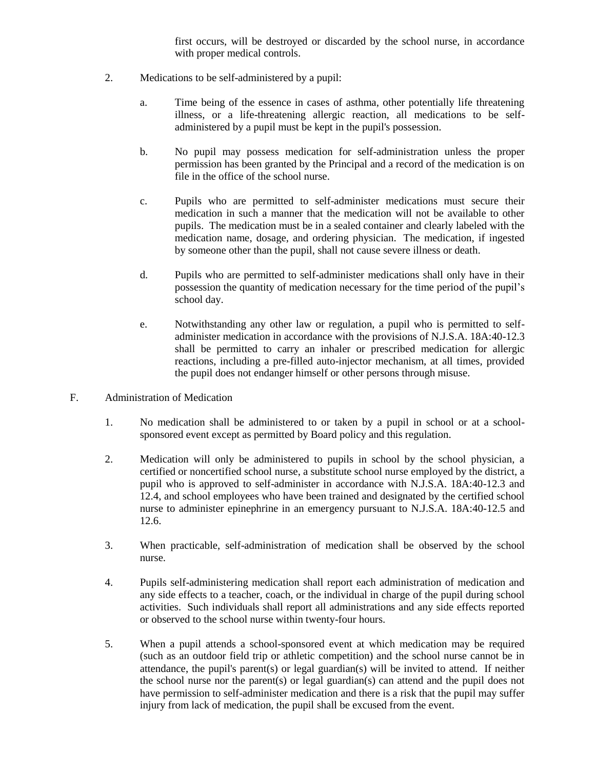first occurs, will be destroyed or discarded by the school nurse, in accordance with proper medical controls.

2. Medications to be self-administered by a pupil:

   a. Time being of the essence in cases of asthma, other potentially life threatening illness, or a life-threatening allergic reaction, all medications to be self-administered by a pupil must be kept in the pupil's possession.

   b. No pupil may possess medication for self-administration unless the proper permission has been granted by the Principal and a record of the medication is on file in the office of the school nurse.

   c. Pupils who are permitted to self-administer medications must secure their medication in such a manner that the medication will not be available to other pupils. The medication must be in a sealed container and clearly labeled with the medication name, dosage, and ordering physician. The medication, if ingested by someone other than the pupil, shall not cause severe illness or death.

   d. Pupils who are permitted to self-administer medications shall only have in their possession the quantity of medication necessary for the time period of the pupil's school day.

   e. Notwithstanding any other law or regulation, a pupil who is permitted to self-administer medication in accordance with the provisions of N.J.S.A. 18A:40-12.3 shall be permitted to carry an inhaler or prescribed medication for allergic reactions, including a pre-filled auto-injector mechanism, at all times, provided the pupil does not endanger himself or other persons through misuse.

F. Administration of Medication

1. No medication shall be administered to or taken by a pupil in school or at a school-sponsored event except as permitted by Board policy and this regulation.

2. Medication will only be administered to pupils in school by the school physician, a certified or noncertified school nurse, a substitute school nurse employed by the district, a pupil who is approved to self-administer in accordance with N.J.S.A. 18A:40-12.3 and 12.4, and school employees who have been trained and designated by the certified school nurse to administer epinephrine in an emergency pursuant to N.J.S.A. 18A:40-12.5 and 12.6.

3. When practicable, self-administration of medication shall be observed by the school nurse.

4. Pupils self-administering medication shall report each administration of medication and any side effects to a teacher, coach, or the individual in charge of the pupil during school activities. Such individuals shall report all administrations and any side effects reported or observed to the school nurse within twenty-four hours.

5. When a pupil attends a school-sponsored event at which medication may be required (such as an outdoor field trip or athletic competition) and the school nurse cannot be in attendance, the pupil's parent(s) or legal guardian(s) will be invited to attend. If neither the school nurse nor the parent(s) or legal guardian(s) can attend and the pupil does not have permission to self-administer medication and there is a risk that the pupil may suffer injury from lack of medication, the pupil shall be excused from the event.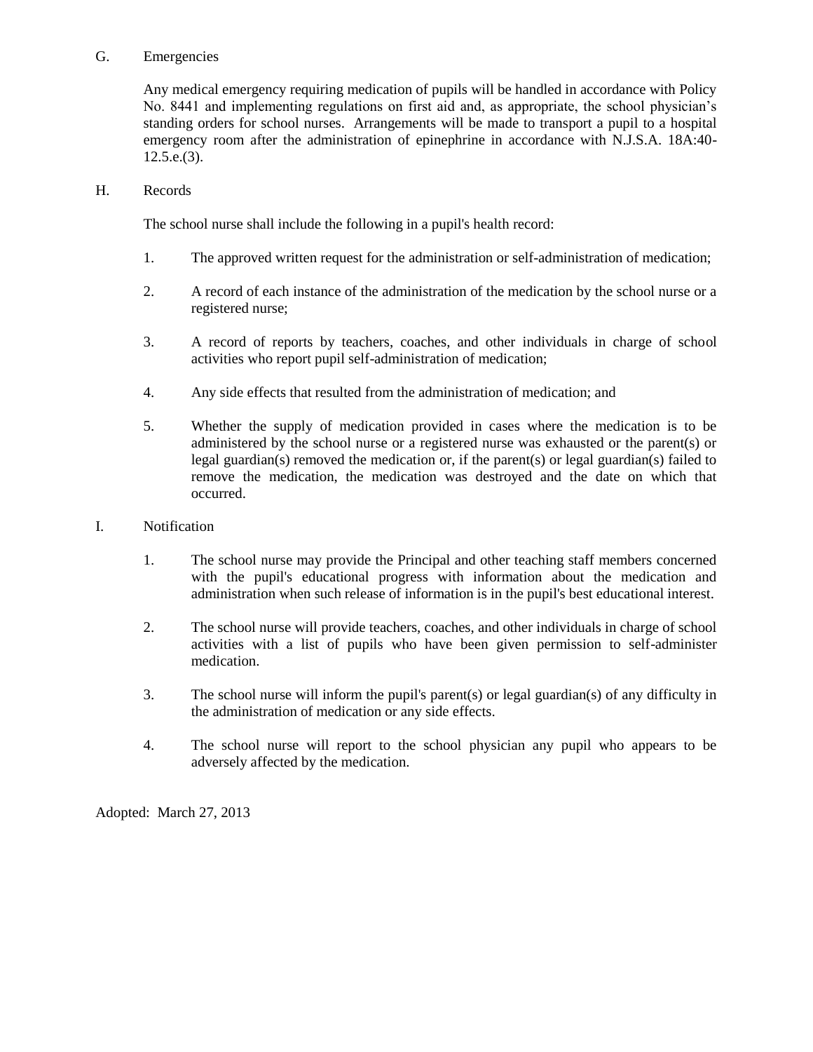G. Emergencies

Any medical emergency requiring medication of pupils will be handled in accordance with Policy No. 8441 and implementing regulations on first aid and, as appropriate, the school physician's standing orders for school nurses. Arrangements will be made to transport a pupil to a hospital emergency room after the administration of epinephrine in accordance with N.J.S.A. 18A:40-12.5.e.(3).

H. Records

The school nurse shall include the following in a pupil's health record:

1. The approved written request for the administration or self-administration of medication;

2. A record of each instance of the administration of the medication by the school nurse or a registered nurse;

3. A record of reports by teachers, coaches, and other individuals in charge of school activities who report pupil self-administration of medication;

4. Any side effects that resulted from the administration of medication; and

5. Whether the supply of medication provided in cases where the medication is to be administered by the school nurse or a registered nurse was exhausted or the parent(s) or legal guardian(s) removed the medication or, if the parent(s) or legal guardian(s) failed to remove the medication, the medication was destroyed and the date on which that occurred.

I. Notification

1. The school nurse may provide the Principal and other teaching staff members concerned with the pupil's educational progress with information about the medication and administration when such release of information is in the pupil's best educational interest.

2. The school nurse will provide teachers, coaches, and other individuals in charge of school activities with a list of pupils who have been given permission to self-administer medication.

3. The school nurse will inform the pupil's parent(s) or legal guardian(s) of any difficulty in the administration of medication or any side effects.

4. The school nurse will report to the school physician any pupil who appears to be adversely affected by the medication.

Adopted: March 27, 2013